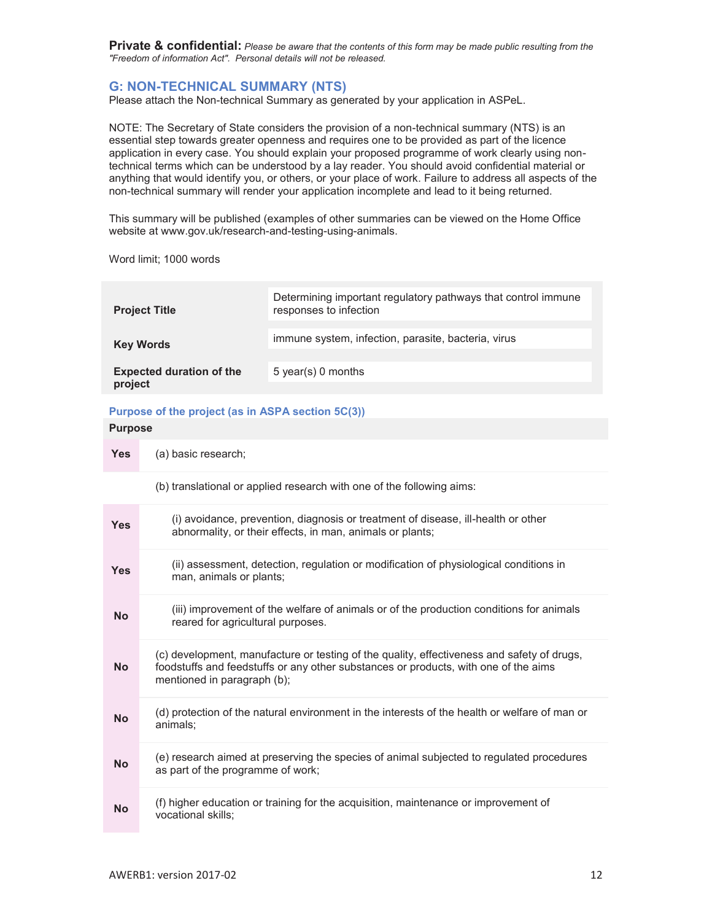**Private & confidential:** *Please be aware that the contents of this form may be made public resulting from the "Freedom of information Act". Personal details will not be released.*

## G: NON-TECHNICAL SUMMARY (NTS)

Please attach the Non-technical Summary as generated by your application in ASPeL.

NOTE: The Secretary of State considers the provision of a non-technical summary (NTS) is an essential step towards greater openness and requires one to be provided as part of the licence application in every case. You should explain your proposed programme of work clearly using non-technical terms which can be understood by a lay reader. You should avoid confidential material or anything that would identify you, or others, or your place of work. Failure to address all aspects of the non-technical summary will render your application incomplete and lead to it being returned.

This summary will be published (examples of other summaries can be viewed on the Home Office website at www.gov.uk/research-and-testing-using-animals.

Word limit; 1000 words

| | |
|---|---|
| **Project Title** | Determining important regulatory pathways that control immune responses to infection |
| **Key Words** | immune system, infection, parasite, bacteria, virus |
| **Expected duration of the project** | 5 year(s) 0 months |

### Purpose of the project (as in ASPA section 5C(3))

| **Purpose** | |
|---|---|
| **Yes** | (a) basic research; |
| | (b) translational or applied research with one of the following aims: |
| **Yes** | (i) avoidance, prevention, diagnosis or treatment of disease, ill-health or other abnormality, or their effects, in man, animals or plants; |
| **Yes** | (ii) assessment, detection, regulation or modification of physiological conditions in man, animals or plants; |
| **No** | (iii) improvement of the welfare of animals or of the production conditions for animals reared for agricultural purposes. |
| **No** | (c) development, manufacture or testing of the quality, effectiveness and safety of drugs, foodstuffs and feedstuffs or any other substances or products, with one of the aims mentioned in paragraph (b); |
| **No** | (d) protection of the natural environment in the interests of the health or welfare of man or animals; |
| **No** | (e) research aimed at preserving the species of animal subjected to regulated procedures as part of the programme of work; |
| **No** | (f) higher education or training for the acquisition, maintenance or improvement of vocational skills; |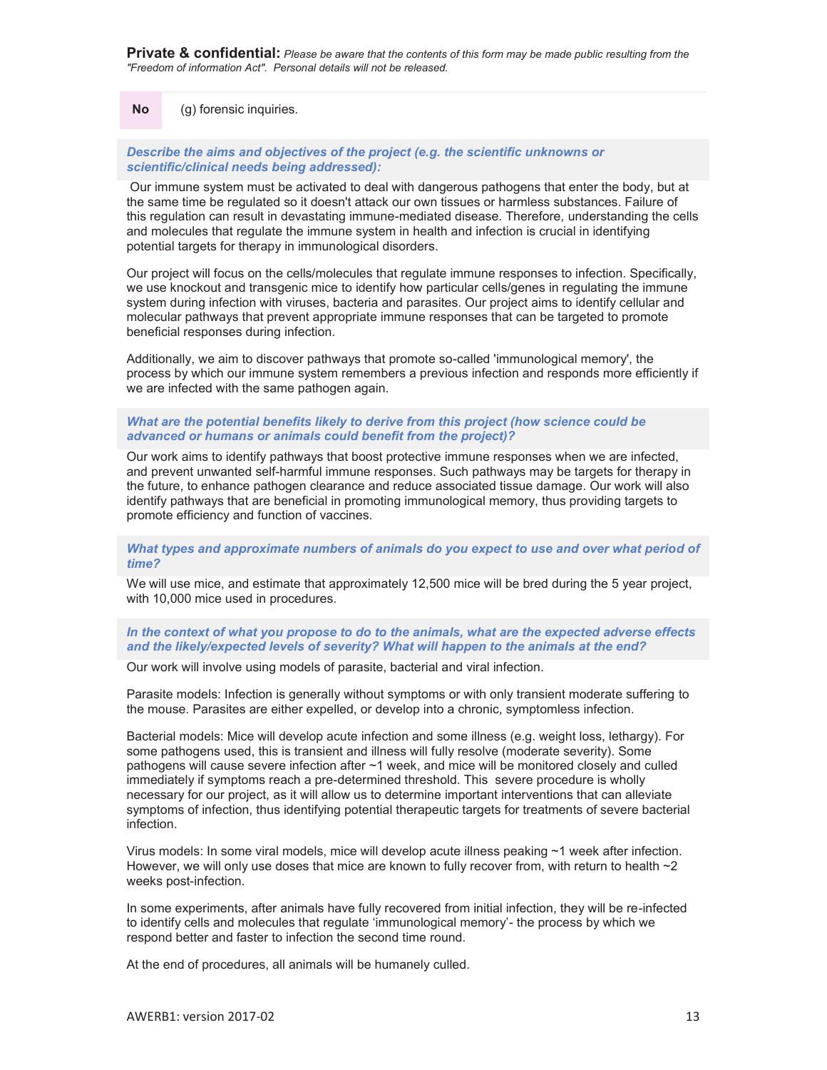**Private & confidential:** *Please be aware that the contents of this form may be made public resulting from the "Freedom of information Act". Personal details will not be released.*

| | |
|---|---|
| **No** | (g) forensic inquiries. |

***Describe the aims and objectives of the project (e.g. the scientific unknowns or scientific/clinical needs being addressed):***

Our immune system must be activated to deal with dangerous pathogens that enter the body, but at the same time be regulated so it doesn't attack our own tissues or harmless substances. Failure of this regulation can result in devastating immune-mediated disease. Therefore, understanding the cells and molecules that regulate the immune system in health and infection is crucial in identifying potential targets for therapy in immunological disorders.

Our project will focus on the cells/molecules that regulate immune responses to infection. Specifically, we use knockout and transgenic mice to identify how particular cells/genes in regulating the immune system during infection with viruses, bacteria and parasites. Our project aims to identify cellular and molecular pathways that prevent appropriate immune responses that can be targeted to promote beneficial responses during infection.

Additionally, we aim to discover pathways that promote so-called 'immunological memory', the process by which our immune system remembers a previous infection and responds more efficiently if we are infected with the same pathogen again.

***What are the potential benefits likely to derive from this project (how science could be advanced or humans or animals could benefit from the project)?***

Our work aims to identify pathways that boost protective immune responses when we are infected, and prevent unwanted self-harmful immune responses. Such pathways may be targets for therapy in the future, to enhance pathogen clearance and reduce associated tissue damage. Our work will also identify pathways that are beneficial in promoting immunological memory, thus providing targets to promote efficiency and function of vaccines.

***What types and approximate numbers of animals do you expect to use and over what period of time?***

We will use mice, and estimate that approximately 12,500 mice will be bred during the 5 year project, with 10,000 mice used in procedures.

***In the context of what you propose to do to the animals, what are the expected adverse effects and the likely/expected levels of severity? What will happen to the animals at the end?***

Our work will involve using models of parasite, bacterial and viral infection.

Parasite models: Infection is generally without symptoms or with only transient moderate suffering to the mouse. Parasites are either expelled, or develop into a chronic, symptomless infection.

Bacterial models: Mice will develop acute infection and some illness (e.g. weight loss, lethargy). For some pathogens used, this is transient and illness will fully resolve (moderate severity). Some pathogens will cause severe infection after ~1 week, and mice will be monitored closely and culled immediately if symptoms reach a pre-determined threshold. This severe procedure is wholly necessary for our project, as it will allow us to determine important interventions that can alleviate symptoms of infection, thus identifying potential therapeutic targets for treatments of severe bacterial infection.

Virus models: In some viral models, mice will develop acute illness peaking ~1 week after infection. However, we will only use doses that mice are known to fully recover from, with return to health ~2 weeks post-infection.

In some experiments, after animals have fully recovered from initial infection, they will be re-infected to identify cells and molecules that regulate 'immunological memory'- the process by which we respond better and faster to infection the second time round.

At the end of procedures, all animals will be humanely culled.

AWERB1: version 2017-02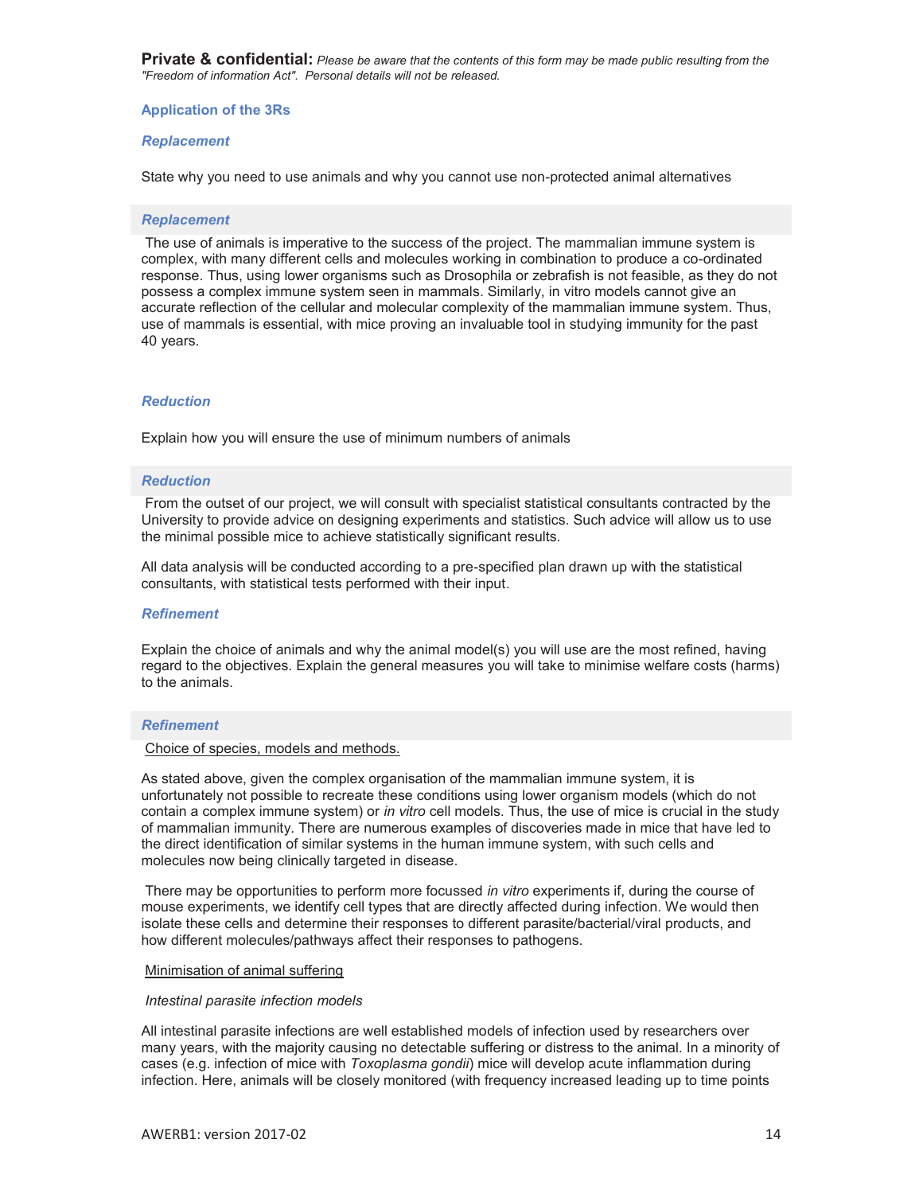**Private & confidential:** *Please be aware that the contents of this form may be made public resulting from the "Freedom of information Act". Personal details will not be released.*

### Application of the 3Rs

#### *Replacement*

State why you need to use animals and why you cannot use non-protected animal alternatives

#### *Replacement*

The use of animals is imperative to the success of the project. The mammalian immune system is complex, with many different cells and molecules working in combination to produce a co-ordinated response. Thus, using lower organisms such as Drosophila or zebrafish is not feasible, as they do not possess a complex immune system seen in mammals. Similarly, in vitro models cannot give an accurate reflection of the cellular and molecular complexity of the mammalian immune system. Thus, use of mammals is essential, with mice proving an invaluable tool in studying immunity for the past 40 years.

#### *Reduction*

Explain how you will ensure the use of minimum numbers of animals

#### *Reduction*

From the outset of our project, we will consult with specialist statistical consultants contracted by the University to provide advice on designing experiments and statistics. Such advice will allow us to use the minimal possible mice to achieve statistically significant results.

All data analysis will be conducted according to a pre-specified plan drawn up with the statistical consultants, with statistical tests performed with their input.

#### *Refinement*

Explain the choice of animals and why the animal model(s) you will use are the most refined, having regard to the objectives. Explain the general measures you will take to minimise welfare costs (harms) to the animals.

#### *Refinement*

Choice of species, models and methods.

As stated above, given the complex organisation of the mammalian immune system, it is unfortunately not possible to recreate these conditions using lower organism models (which do not contain a complex immune system) or *in vitro* cell models. Thus, the use of mice is crucial in the study of mammalian immunity. There are numerous examples of discoveries made in mice that have led to the direct identification of similar systems in the human immune system, with such cells and molecules now being clinically targeted in disease.

There may be opportunities to perform more focussed *in vitro* experiments if, during the course of mouse experiments, we identify cell types that are directly affected during infection. We would then isolate these cells and determine their responses to different parasite/bacterial/viral products, and how different molecules/pathways affect their responses to pathogens.

Minimisation of animal suffering

*Intestinal parasite infection models*

All intestinal parasite infections are well established models of infection used by researchers over many years, with the majority causing no detectable suffering or distress to the animal. In a minority of cases (e.g. infection of mice with *Toxoplasma gondii*) mice will develop acute inflammation during infection. Here, animals will be closely monitored (with frequency increased leading up to time points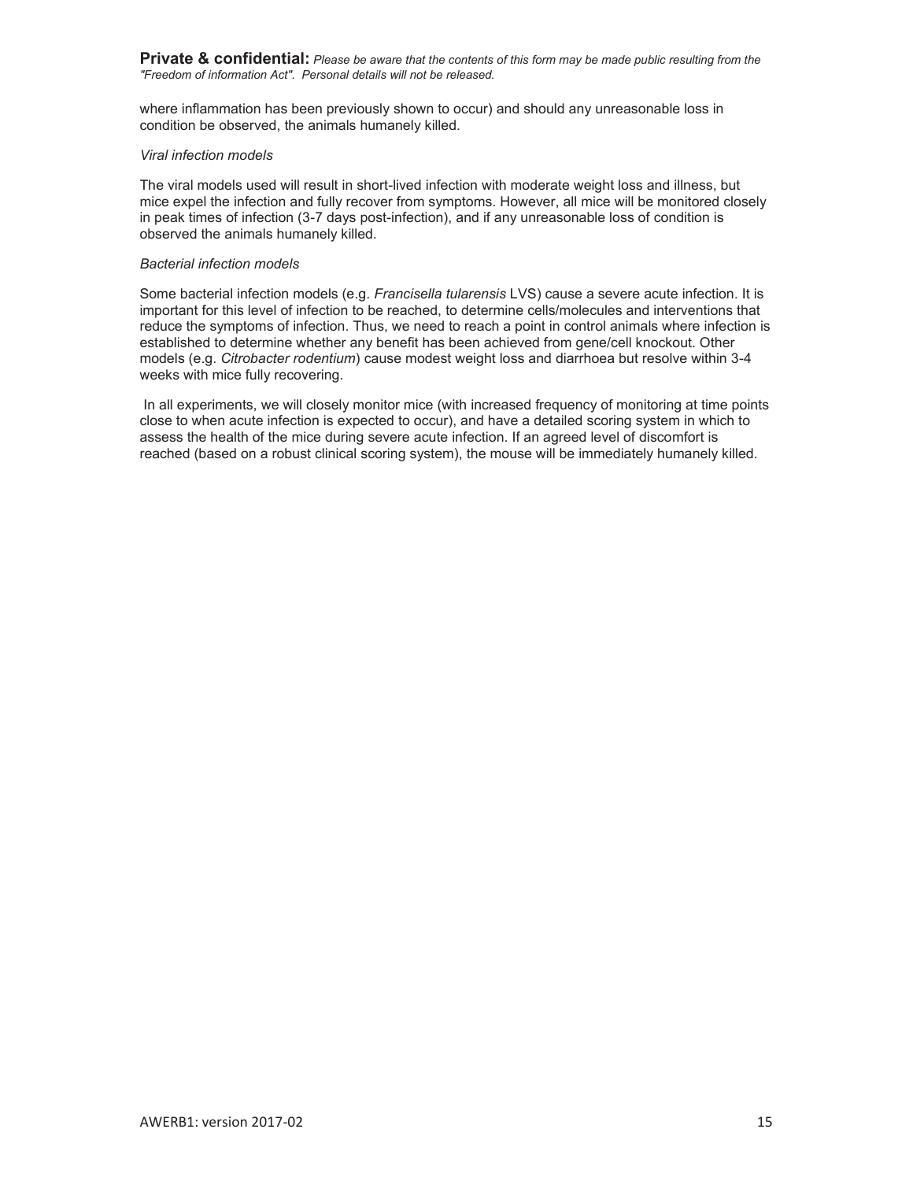where inflammation has been previously shown to occur) and should any unreasonable loss in condition be observed, the animals humanely killed.

*Viral infection models*

The viral models used will result in short-lived infection with moderate weight loss and illness, but mice expel the infection and fully recover from symptoms. However, all mice will be monitored closely in peak times of infection (3-7 days post-infection), and if any unreasonable loss of condition is observed the animals humanely killed.

*Bacterial infection models*

Some bacterial infection models (e.g. *Francisella tularensis* LVS) cause a severe acute infection. It is important for this level of infection to be reached, to determine cells/molecules and interventions that reduce the symptoms of infection. Thus, we need to reach a point in control animals where infection is established to determine whether any benefit has been achieved from gene/cell knockout. Other models (e.g. *Citrobacter rodentium*) cause modest weight loss and diarrhoea but resolve within 3-4 weeks with mice fully recovering.

In all experiments, we will closely monitor mice (with increased frequency of monitoring at time points close to when acute infection is expected to occur), and have a detailed scoring system in which to assess the health of the mice during severe acute infection. If an agreed level of discomfort is reached (based on a robust clinical scoring system), the mouse will be immediately humanely killed.